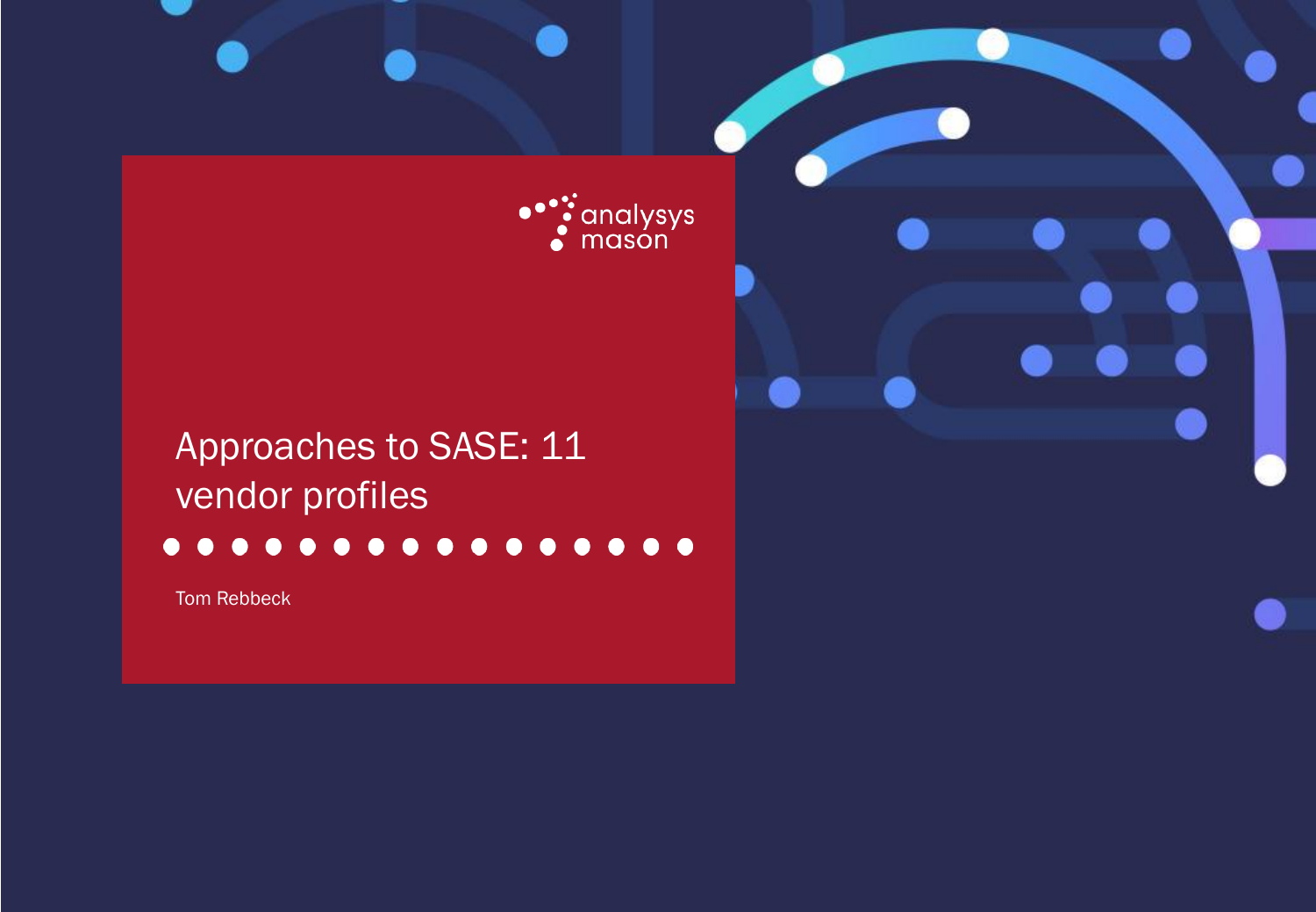analysys mason

# Approaches to SASE: 11 vendor profiles

Tom Rebbeck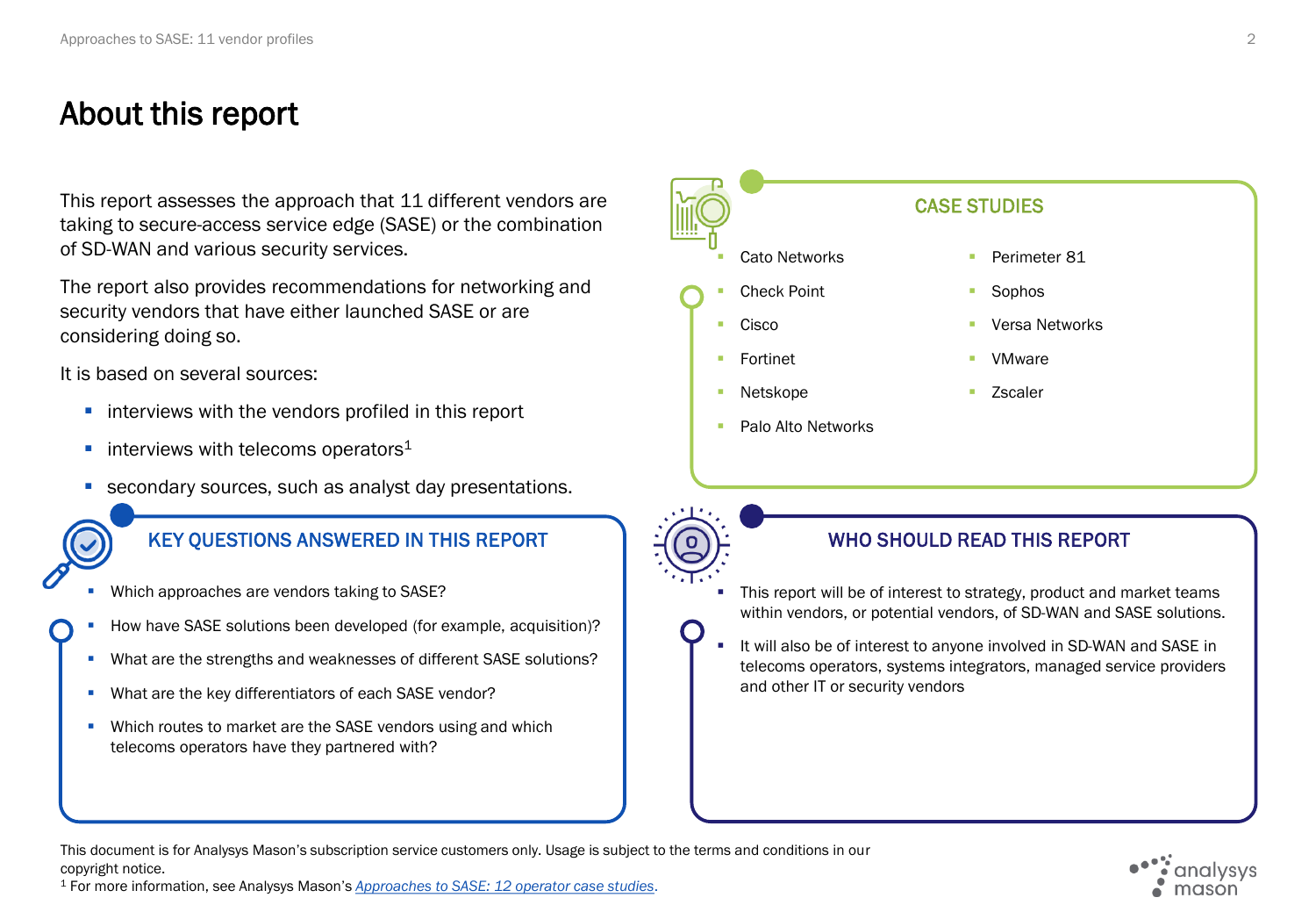# About this report

This report assesses the approach that 11 different vendors are taking to secure-access service edge (SASE) or the combination of SD-WAN and various security services.

The report also provides recommendations for networking and security vendors that have either launched SASE or are considering doing so.

It is based on several sources:

- interviews with the vendors profiled in this report
- interviews with telecoms operators[1]
- secondary sources, such as analyst day presentations.

## KEY QUESTIONS ANSWERED IN THIS REPORT

- Which approaches are vendors taking to SASE?
- How have SASE solutions been developed (for example, acquisition)?
- What are the strengths and weaknesses of different SASE solutions?
- What are the key differentiators of each SASE vendor?
- Which routes to market are the SASE vendors using and which telecoms operators have they partnered with?

## CASE STUDIES

- Cato Networks
- Check Point
- Cisco
- Fortinet
- Netskope
- Palo Alto Networks
- Perimeter 81
- Sophos
- Versa Networks
- VMware
- Zscaler

## WHO SHOULD READ THIS REPORT

- This report will be of interest to strategy, product and market teams within vendors, or potential vendors, of SD-WAN and SASE solutions.
- It will also be of interest to anyone involved in SD-WAN and SASE in telecoms operators, systems integrators, managed service providers and other IT or security vendors

This document is for Analysys Mason's subscription service customers only. Usage is subject to the terms and conditions in our copyright notice.

[1] For more information, see Analysys Mason's *Approaches to SASE: 12 operator case studies*.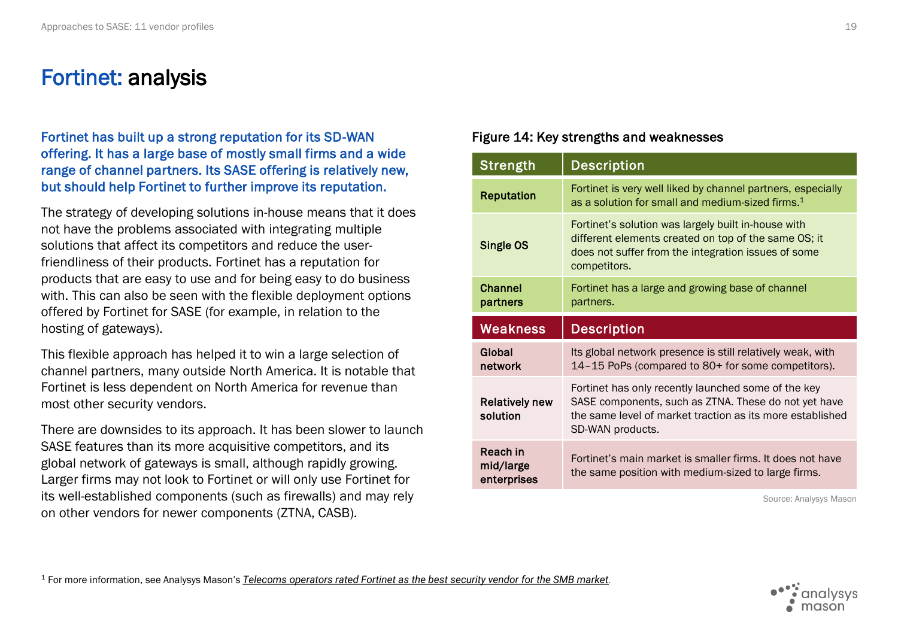# Fortinet: analysis

**Fortinet has built up a strong reputation for its SD-WAN offering. It has a large base of mostly small firms and a wide range of channel partners. Its SASE offering is relatively new, but should help Fortinet to further improve its reputation.**

The strategy of developing solutions in-house means that it does not have the problems associated with integrating multiple solutions that affect its competitors and reduce the user-friendliness of their products. Fortinet has a reputation for products that are easy to use and for being easy to do business with. This can also be seen with the flexible deployment options offered by Fortinet for SASE (for example, in relation to the hosting of gateways).

This flexible approach has helped it to win a large selection of channel partners, many outside North America. It is notable that Fortinet is less dependent on North America for revenue than most other security vendors.

There are downsides to its approach. It has been slower to launch SASE features than its more acquisitive competitors, and its global network of gateways is small, although rapidly growing. Larger firms may not look to Fortinet or will only use Fortinet for its well-established components (such as firewalls) and may rely on other vendors for newer components (ZTNA, CASB).

**Figure 14: Key strengths and weaknesses**

| Strength | Description |
|---|---|
| **Reputation** | Fortinet is very well liked by channel partners, especially as a solution for small and medium-sized firms.[1] |
| **Single OS** | Fortinet's solution was largely built in-house with different elements created on top of the same OS; it does not suffer from the integration issues of some competitors. |
| **Channel partners** | Fortinet has a large and growing base of channel partners. |
| **Weakness** | **Description** |
| **Global network** | Its global network presence is still relatively weak, with 14–15 PoPs (compared to 80+ for some competitors). |
| **Relatively new solution** | Fortinet has only recently launched some of the key SASE components, such as ZTNA. These do not yet have the same level of market traction as its more established SD-WAN products. |
| **Reach in mid/large enterprises** | Fortinet's main market is smaller firms. It does not have the same position with medium-sized to large firms. |

Source: Analysys Mason

[1] For more information, see Analysys Mason's *Telecoms operators rated Fortinet as the best security vendor for the SMB market*.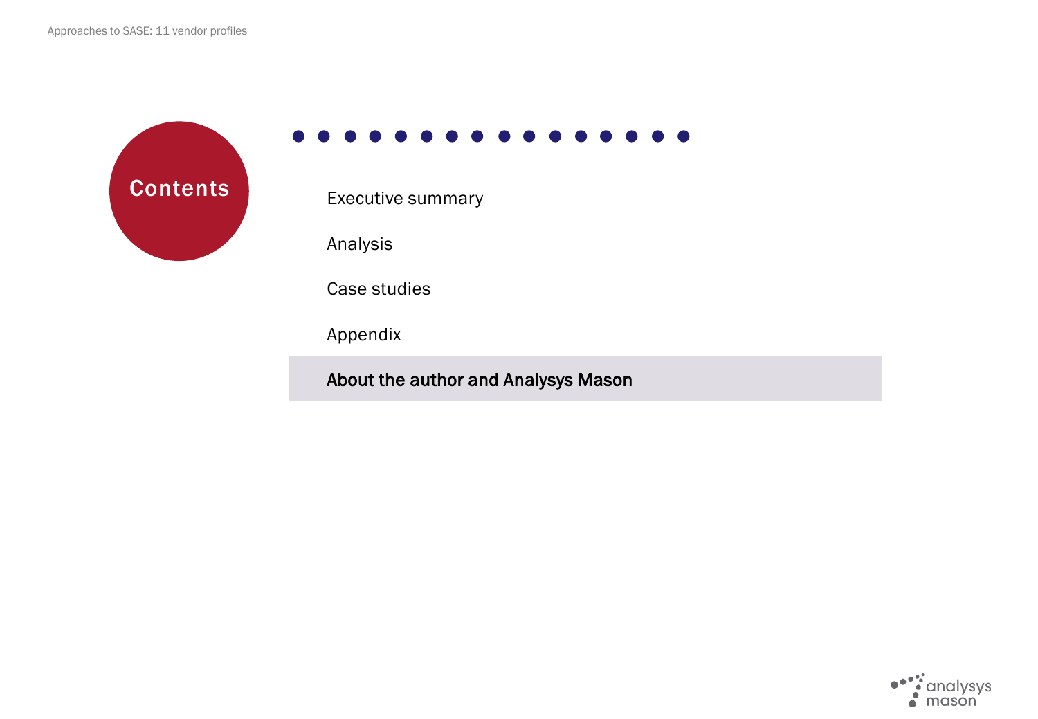# Contents

Executive summary

Analysis

Case studies

Appendix

**About the author and Analysys Mason**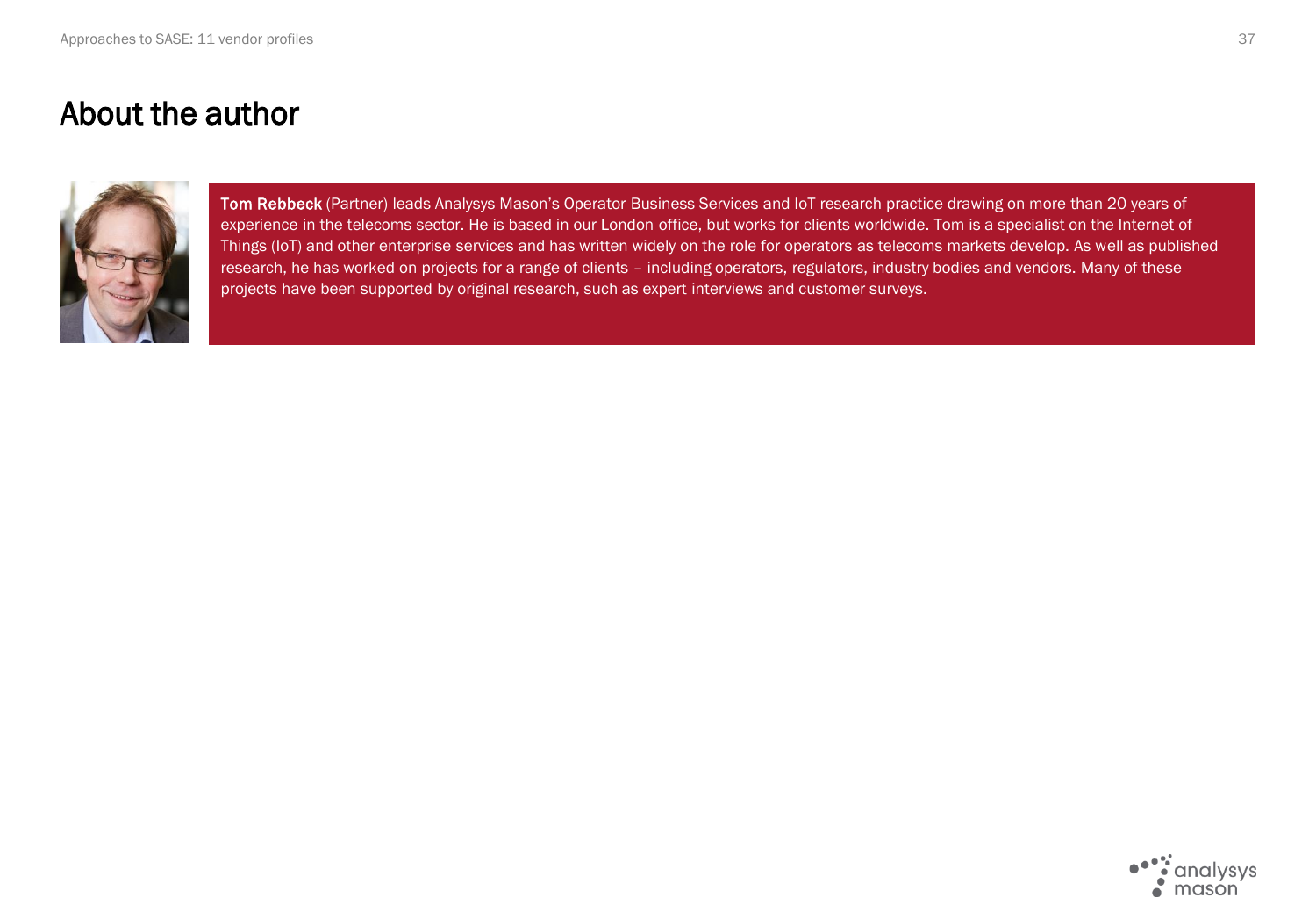# About the author

**Tom Rebbeck** (Partner) leads Analysys Mason's Operator Business Services and IoT research practice drawing on more than 20 years of experience in the telecoms sector. He is based in our London office, but works for clients worldwide. Tom is a specialist on the Internet of Things (IoT) and other enterprise services and has written widely on the role for operators as telecoms markets develop. As well as published research, he has worked on projects for a range of clients – including operators, regulators, industry bodies and vendors. Many of these projects have been supported by original research, such as expert interviews and customer surveys.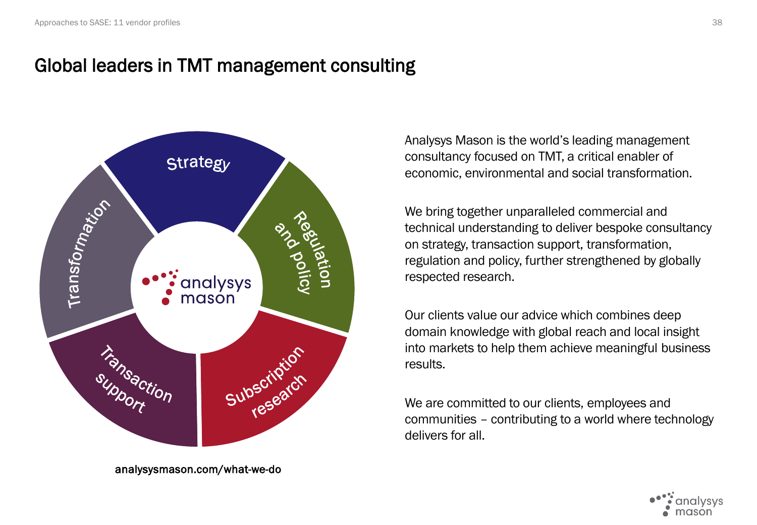# Global leaders in TMT management consulting

Strategy

Regulation and policy

Subscription research

Transaction support

Transformation

analysys mason

analysysmason.com/what-we-do

Analysys Mason is the world's leading management consultancy focused on TMT, a critical enabler of economic, environmental and social transformation.

We bring together unparalleled commercial and technical understanding to deliver bespoke consultancy on strategy, transaction support, transformation, regulation and policy, further strengthened by globally respected research.

Our clients value our advice which combines deep domain knowledge with global reach and local insight into markets to help them achieve meaningful business results.

We are committed to our clients, employees and communities – contributing to a world where technology delivers for all.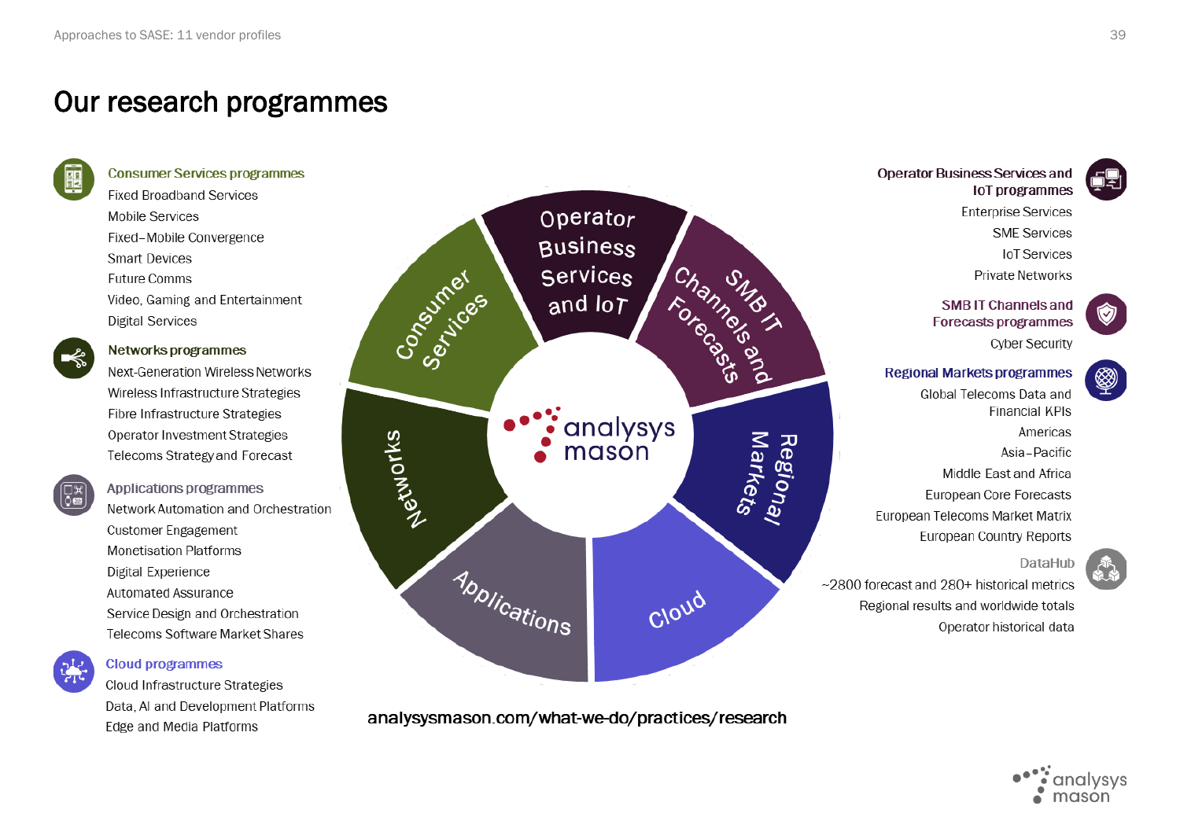# Our research programmes

### Consumer Services programmes
- Fixed Broadband Services
- Mobile Services
- Fixed–Mobile Convergence
- Smart Devices
- Future Comms
- Video, Gaming and Entertainment
- Digital Services

### Networks programmes
- Next-Generation Wireless Networks
- Wireless Infrastructure Strategies
- Fibre Infrastructure Strategies
- Operator Investment Strategies
- Telecoms Strategy and Forecast

### Applications programmes
- Network Automation and Orchestration
- Customer Engagement
- Monetisation Platforms
- Digital Experience
- Automated Assurance
- Service Design and Orchestration
- Telecoms Software Market Shares

### Cloud programmes
- Cloud Infrastructure Strategies
- Data, AI and Development Platforms
- Edge and Media Platforms

### Operator Business Services and IoT programmes
- Enterprise Services
- SME Services
- IoT Services
- Private Networks

### SMB IT Channels and Forecasts programmes
- Cyber Security

### Regional Markets programmes
- Global Telecoms Data and Financial KPIs
- Americas
- Asia–Pacific
- Middle East and Africa
- European Core Forecasts
- European Telecoms Market Matrix
- European Country Reports

### DataHub
- ~2800 forecast and 280+ historical metrics
- Regional results and worldwide totals
- Operator historical data

Consumer Services · Operator Business Services and IoT · SMB IT Channels and Forecasts · Regional Markets · Cloud · Applications · Networks

analysys mason

analysysmason.com/what-we-do/practices/research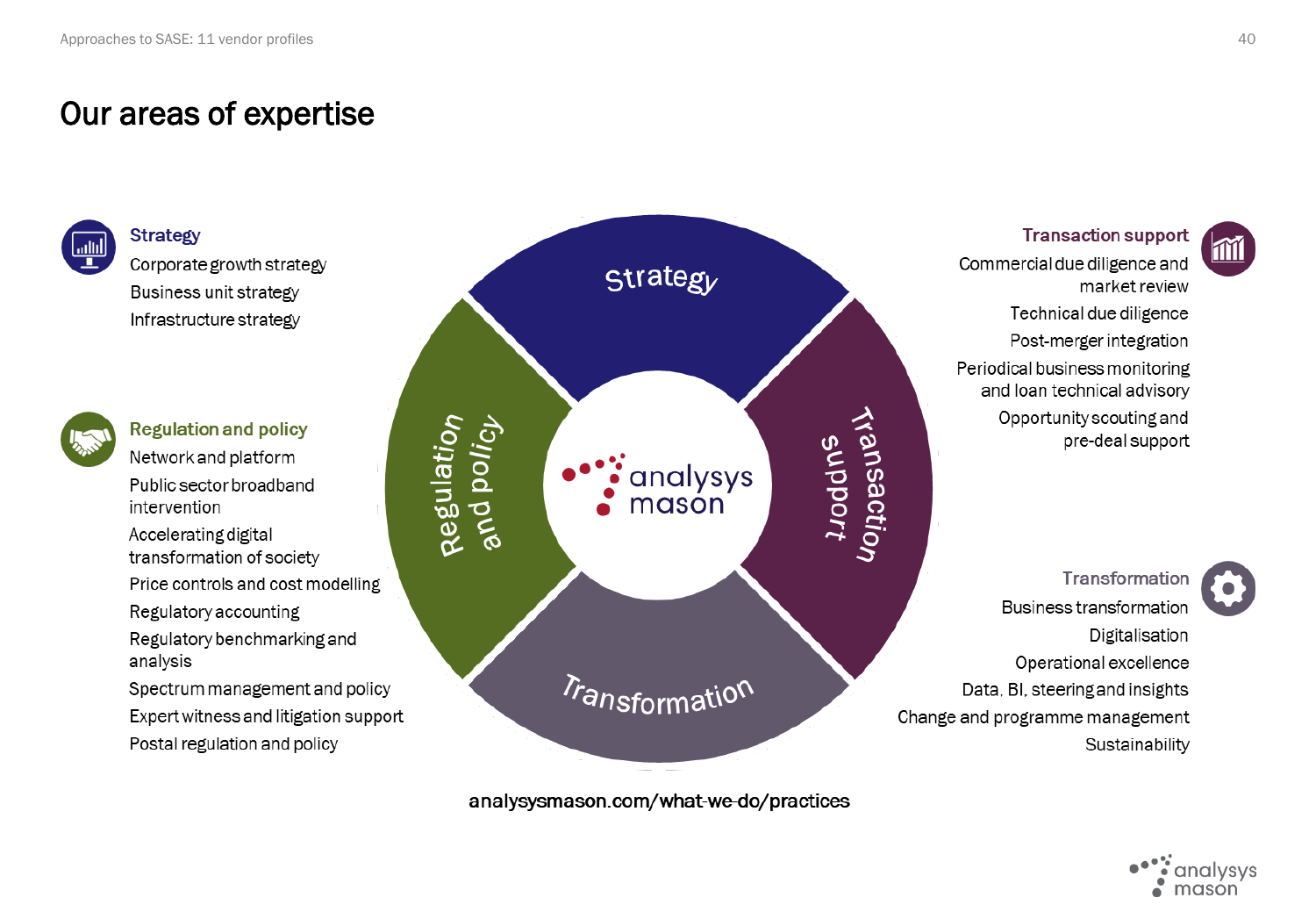# Our areas of expertise

### Strategy

- Corporate growth strategy
- Business unit strategy
- Infrastructure strategy

### Regulation and policy

- Network and platform
- Public sector broadband intervention
- Accelerating digital transformation of society
- Price controls and cost modelling
- Regulatory accounting
- Regulatory benchmarking and analysis
- Spectrum management and policy
- Expert witness and litigation support
- Postal regulation and policy

### Transaction support

- Commercial due diligence and market review
- Technical due diligence
- Post-merger integration
- Periodical business monitoring and loan technical advisory
- Opportunity scouting and pre-deal support

### Transformation

- Business transformation
- Digitalisation
- Operational excellence
- Data, BI, steering and insights
- Change and programme management
- Sustainability

Strategy | Transaction support | Transformation | Regulation and policy

analysys mason

analysysmason.com/what-we-do/practices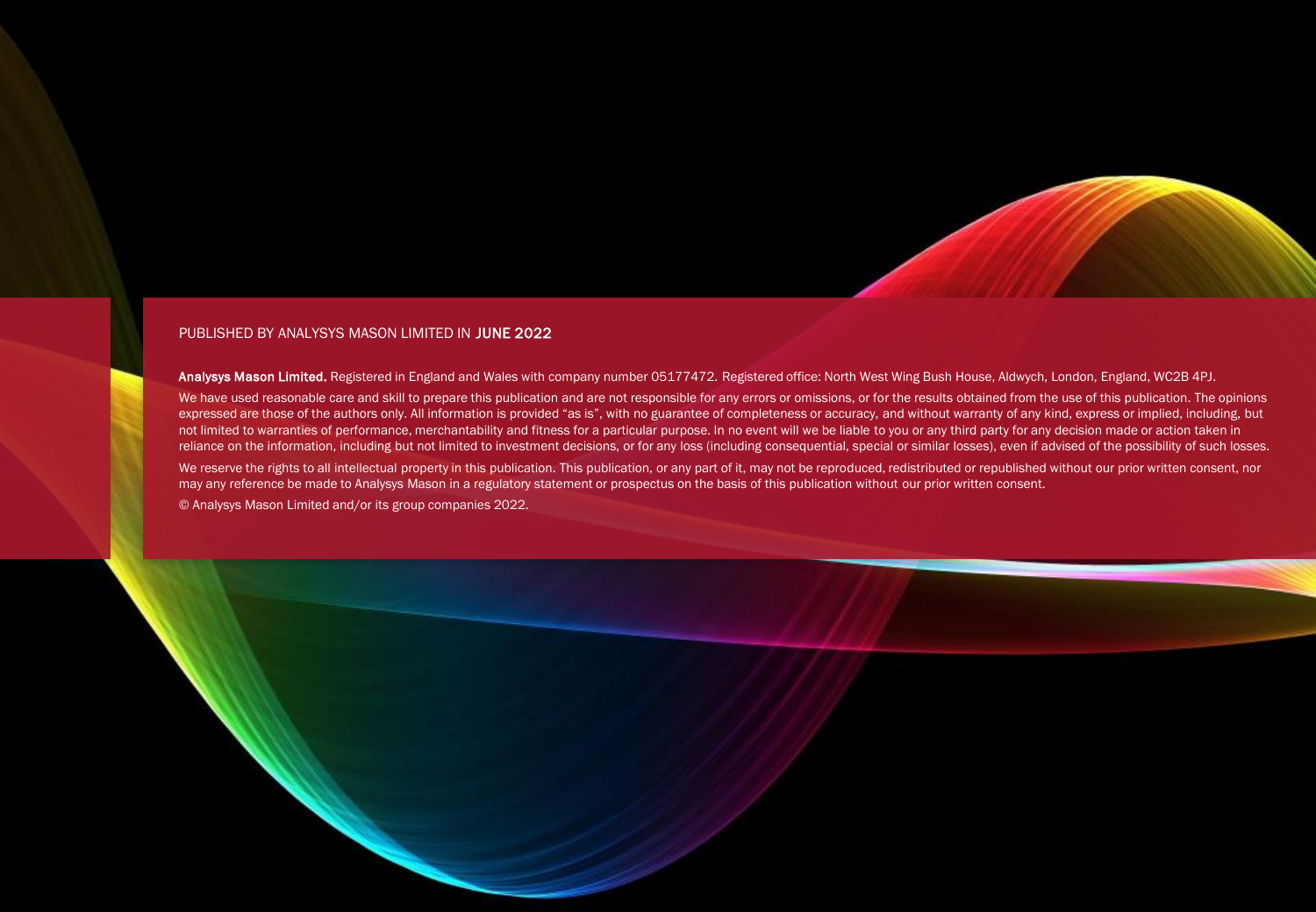PUBLISHED BY ANALYSYS MASON LIMITED IN **JUNE 2022**

**Analysys Mason Limited.** Registered in England and Wales with company number 05177472. Registered office: North West Wing Bush House, Aldwych, London, England, WC2B 4PJ.

We have used reasonable care and skill to prepare this publication and are not responsible for any errors or omissions, or for the results obtained from the use of this publication. The opinions expressed are those of the authors only. All information is provided "as is", with no guarantee of completeness or accuracy, and without warranty of any kind, express or implied, including, but not limited to warranties of performance, merchantability and fitness for a particular purpose. In no event will we be liable to you or any third party for any decision made or action taken in reliance on the information, including but not limited to investment decisions, or for any loss (including consequential, special or similar losses), even if advised of the possibility of such losses.

We reserve the rights to all intellectual property in this publication. This publication, or any part of it, may not be reproduced, redistributed or republished without our prior written consent, nor may any reference be made to Analysys Mason in a regulatory statement or prospectus on the basis of this publication without our prior written consent.

© Analysys Mason Limited and/or its group companies 2022.